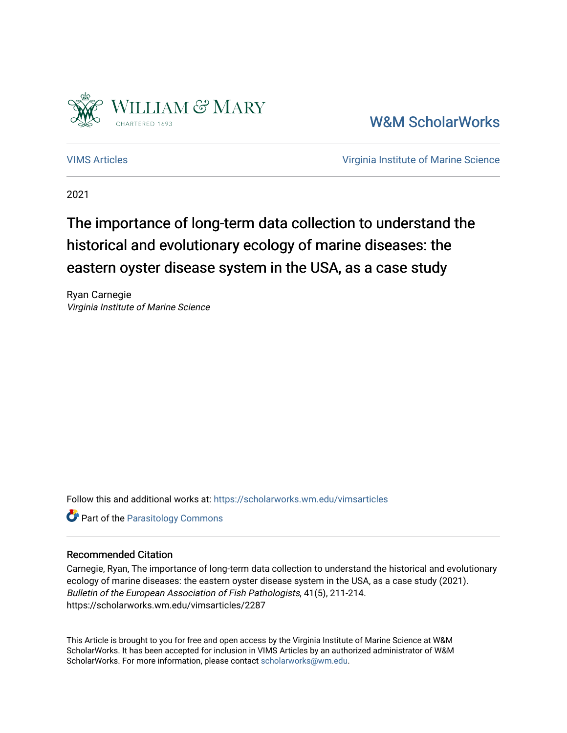William & Mary
CHARTERED 1693

W&M ScholarWorks

VIMS Articles

Virginia Institute of Marine Science

2021

# The importance of long-term data collection to understand the historical and evolutionary ecology of marine diseases: the eastern oyster disease system in the USA, as a case study

Ryan Carnegie
*Virginia Institute of Marine Science*

Follow this and additional works at: https://scholarworks.wm.edu/vimsarticles

Part of the Parasitology Commons

### Recommended Citation

Carnegie, Ryan, The importance of long-term data collection to understand the historical and evolutionary ecology of marine diseases: the eastern oyster disease system in the USA, as a case study (2021). *Bulletin of the European Association of Fish Pathologists*, 41(5), 211-214. https://scholarworks.wm.edu/vimsarticles/2287

This Article is brought to you for free and open access by the Virginia Institute of Marine Science at W&M ScholarWorks. It has been accepted for inclusion in VIMS Articles by an authorized administrator of W&M ScholarWorks. For more information, please contact scholarworks@wm.edu.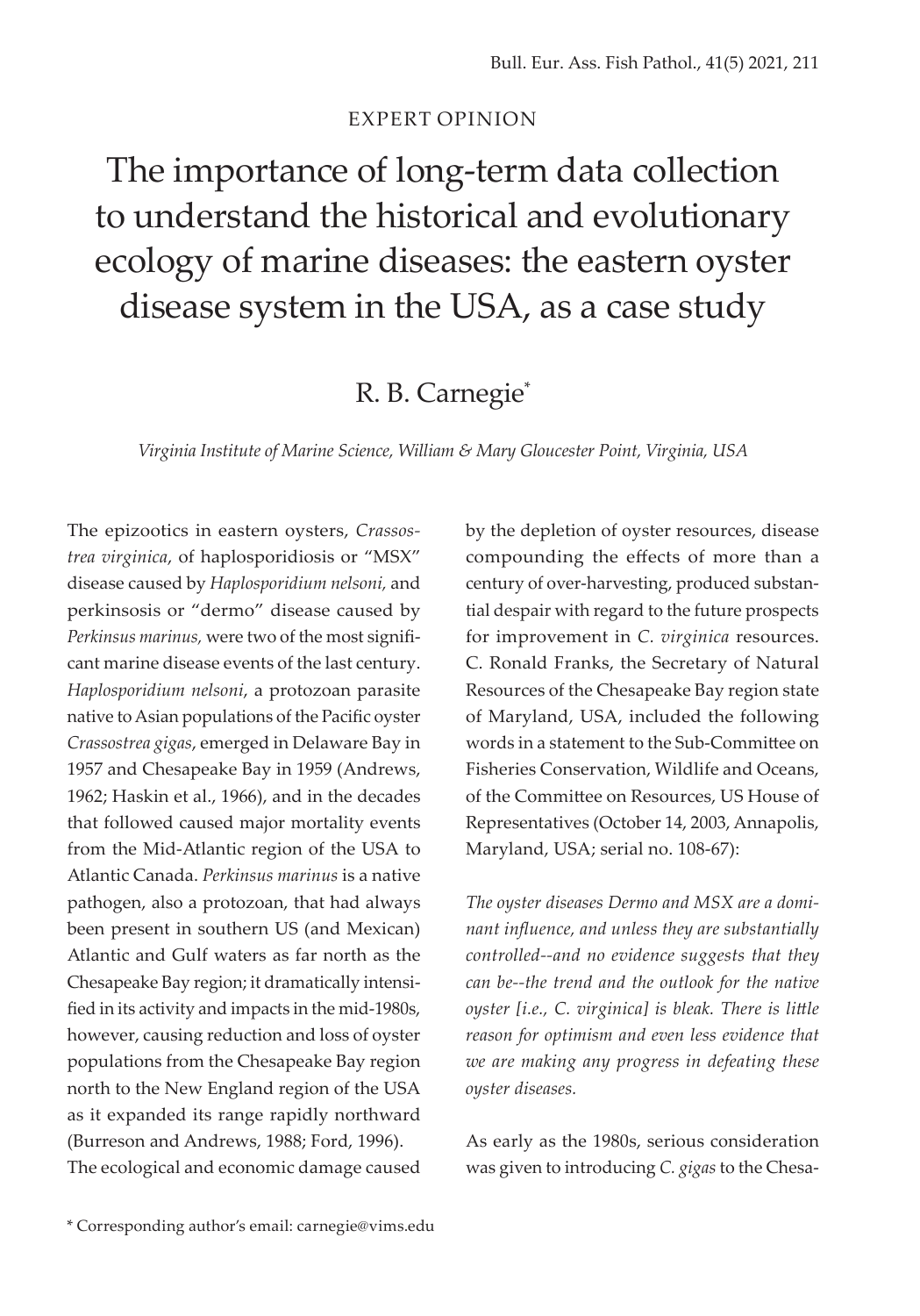EXPERT OPINION

# The importance of long-term data collection to understand the historical and evolutionary ecology of marine diseases: the eastern oyster disease system in the USA, as a case study

R. B. Carnegie[*]

*Virginia Institute of Marine Science, William & Mary Gloucester Point, Virginia, USA*

The epizootics in eastern oysters, *Crassostrea virginica*, of haplosporidiosis or "MSX" disease caused by *Haplosporidium nelsoni,* and perkinsosis or "dermo" disease caused by *Perkinsus marinus,* were two of the most significant marine disease events of the last century. *Haplosporidium nelsoni*, a protozoan parasite native to Asian populations of the Pacific oyster *Crassostrea gigas*, emerged in Delaware Bay in 1957 and Chesapeake Bay in 1959 (Andrews, 1962; Haskin et al., 1966), and in the decades that followed caused major mortality events from the Mid-Atlantic region of the USA to Atlantic Canada. *Perkinsus marinus* is a native pathogen, also a protozoan, that had always been present in southern US (and Mexican) Atlantic and Gulf waters as far north as the Chesapeake Bay region; it dramatically intensified in its activity and impacts in the mid-1980s, however, causing reduction and loss of oyster populations from the Chesapeake Bay region north to the New England region of the USA as it expanded its range rapidly northward (Burreson and Andrews, 1988; Ford, 1996). The ecological and economic damage caused by the depletion of oyster resources, disease compounding the effects of more than a century of over-harvesting, produced substantial despair with regard to the future prospects for improvement in *C. virginica* resources. C. Ronald Franks, the Secretary of Natural Resources of the Chesapeake Bay region state of Maryland, USA, included the following words in a statement to the Sub-Committee on Fisheries Conservation, Wildlife and Oceans, of the Committee on Resources, US House of Representatives (October 14, 2003, Annapolis, Maryland, USA; serial no. 108-67):

*The oyster diseases Dermo and MSX are a dominant influence, and unless they are substantially controlled--and no evidence suggests that they can be--the trend and the outlook for the native oyster [i.e., C. virginica] is bleak. There is little reason for optimism and even less evidence that we are making any progress in defeating these oyster diseases.*

As early as the 1980s, serious consideration was given to introducing *C. gigas* to the Chesa-

[*] Corresponding author's email: carnegie@vims.edu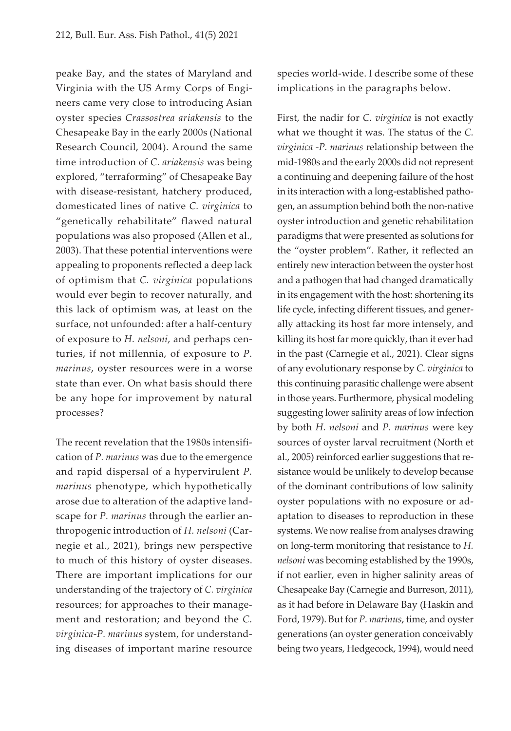peake Bay, and the states of Maryland and Virginia with the US Army Corps of Engineers came very close to introducing Asian oyster species *Crassostrea ariakensis* to the Chesapeake Bay in the early 2000s (National Research Council, 2004). Around the same time introduction of *C. ariakensis* was being explored, "terraforming" of Chesapeake Bay with disease-resistant, hatchery produced, domesticated lines of native *C. virginica* to "genetically rehabilitate" flawed natural populations was also proposed (Allen et al., 2003). That these potential interventions were appealing to proponents reflected a deep lack of optimism that *C. virginica* populations would ever begin to recover naturally, and this lack of optimism was, at least on the surface, not unfounded: after a half-century of exposure to *H. nelsoni*, and perhaps centuries, if not millennia, of exposure to *P. marinus*, oyster resources were in a worse state than ever. On what basis should there be any hope for improvement by natural processes?

The recent revelation that the 1980s intensification of *P. marinus* was due to the emergence and rapid dispersal of a hypervirulent *P. marinus* phenotype, which hypothetically arose due to alteration of the adaptive landscape for *P. marinus* through the earlier anthropogenic introduction of *H. nelsoni* (Carnegie et al., 2021), brings new perspective to much of this history of oyster diseases. There are important implications for our understanding of the trajectory of *C. virginica* resources; for approaches to their management and restoration; and beyond the *C. virginica*-*P. marinus* system, for understanding diseases of important marine resource species world-wide. I describe some of these implications in the paragraphs below.

First, the nadir for *C. virginica* is not exactly what we thought it was. The status of the *C. virginica -P. marinus* relationship between the mid-1980s and the early 2000s did not represent a continuing and deepening failure of the host in its interaction with a long-established pathogen, an assumption behind both the non-native oyster introduction and genetic rehabilitation paradigms that were presented as solutions for the "oyster problem". Rather, it reflected an entirely new interaction between the oyster host and a pathogen that had changed dramatically in its engagement with the host: shortening its life cycle, infecting different tissues, and generally attacking its host far more intensely, and killing its host far more quickly, than it ever had in the past (Carnegie et al., 2021). Clear signs of any evolutionary response by *C. virginica* to this continuing parasitic challenge were absent in those years. Furthermore, physical modeling suggesting lower salinity areas of low infection by both *H. nelsoni* and *P. marinus* were key sources of oyster larval recruitment (North et al., 2005) reinforced earlier suggestions that resistance would be unlikely to develop because of the dominant contributions of low salinity oyster populations with no exposure or adaptation to diseases to reproduction in these systems. We now realise from analyses drawing on long-term monitoring that resistance to *H. nelsoni* was becoming established by the 1990s, if not earlier, even in higher salinity areas of Chesapeake Bay (Carnegie and Burreson, 2011), as it had before in Delaware Bay (Haskin and Ford, 1979). But for *P. marinus*, time, and oyster generations (an oyster generation conceivably being two years, Hedgecock, 1994), would need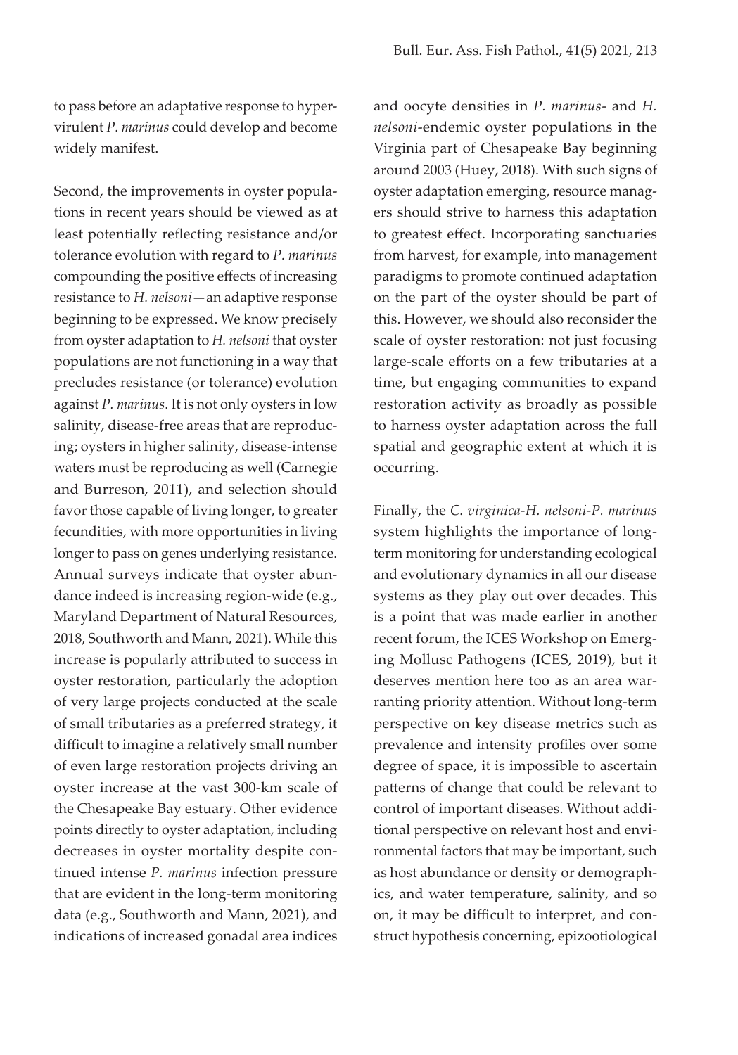to pass before an adaptative response to hypervirulent *P. marinus* could develop and become widely manifest.

Second, the improvements in oyster populations in recent years should be viewed as at least potentially reflecting resistance and/or tolerance evolution with regard to *P. marinus* compounding the positive effects of increasing resistance to *H. nelsoni*—an adaptive response beginning to be expressed. We know precisely from oyster adaptation to *H. nelsoni* that oyster populations are not functioning in a way that precludes resistance (or tolerance) evolution against *P. marinus*. It is not only oysters in low salinity, disease-free areas that are reproducing; oysters in higher salinity, disease-intense waters must be reproducing as well (Carnegie and Burreson, 2011), and selection should favor those capable of living longer, to greater fecundities, with more opportunities in living longer to pass on genes underlying resistance. Annual surveys indicate that oyster abundance indeed is increasing region-wide (e.g., Maryland Department of Natural Resources, 2018, Southworth and Mann, 2021). While this increase is popularly attributed to success in oyster restoration, particularly the adoption of very large projects conducted at the scale of small tributaries as a preferred strategy, it difficult to imagine a relatively small number of even large restoration projects driving an oyster increase at the vast 300-km scale of the Chesapeake Bay estuary. Other evidence points directly to oyster adaptation, including decreases in oyster mortality despite continued intense *P. marinus* infection pressure that are evident in the long-term monitoring data (e.g., Southworth and Mann, 2021), and indications of increased gonadal area indices and oocyte densities in *P. marinus*- and *H. nelsoni*-endemic oyster populations in the Virginia part of Chesapeake Bay beginning around 2003 (Huey, 2018). With such signs of oyster adaptation emerging, resource managers should strive to harness this adaptation to greatest effect. Incorporating sanctuaries from harvest, for example, into management paradigms to promote continued adaptation on the part of the oyster should be part of this. However, we should also reconsider the scale of oyster restoration: not just focusing large-scale efforts on a few tributaries at a time, but engaging communities to expand restoration activity as broadly as possible to harness oyster adaptation across the full spatial and geographic extent at which it is occurring.

Finally, the *C. virginica-H. nelsoni-P. marinus* system highlights the importance of long-term monitoring for understanding ecological and evolutionary dynamics in all our disease systems as they play out over decades. This is a point that was made earlier in another recent forum, the ICES Workshop on Emerging Mollusc Pathogens (ICES, 2019), but it deserves mention here too as an area warranting priority attention. Without long-term perspective on key disease metrics such as prevalence and intensity profiles over some degree of space, it is impossible to ascertain patterns of change that could be relevant to control of important diseases. Without additional perspective on relevant host and environmental factors that may be important, such as host abundance or density or demographics, and water temperature, salinity, and so on, it may be difficult to interpret, and construct hypothesis concerning, epizootiological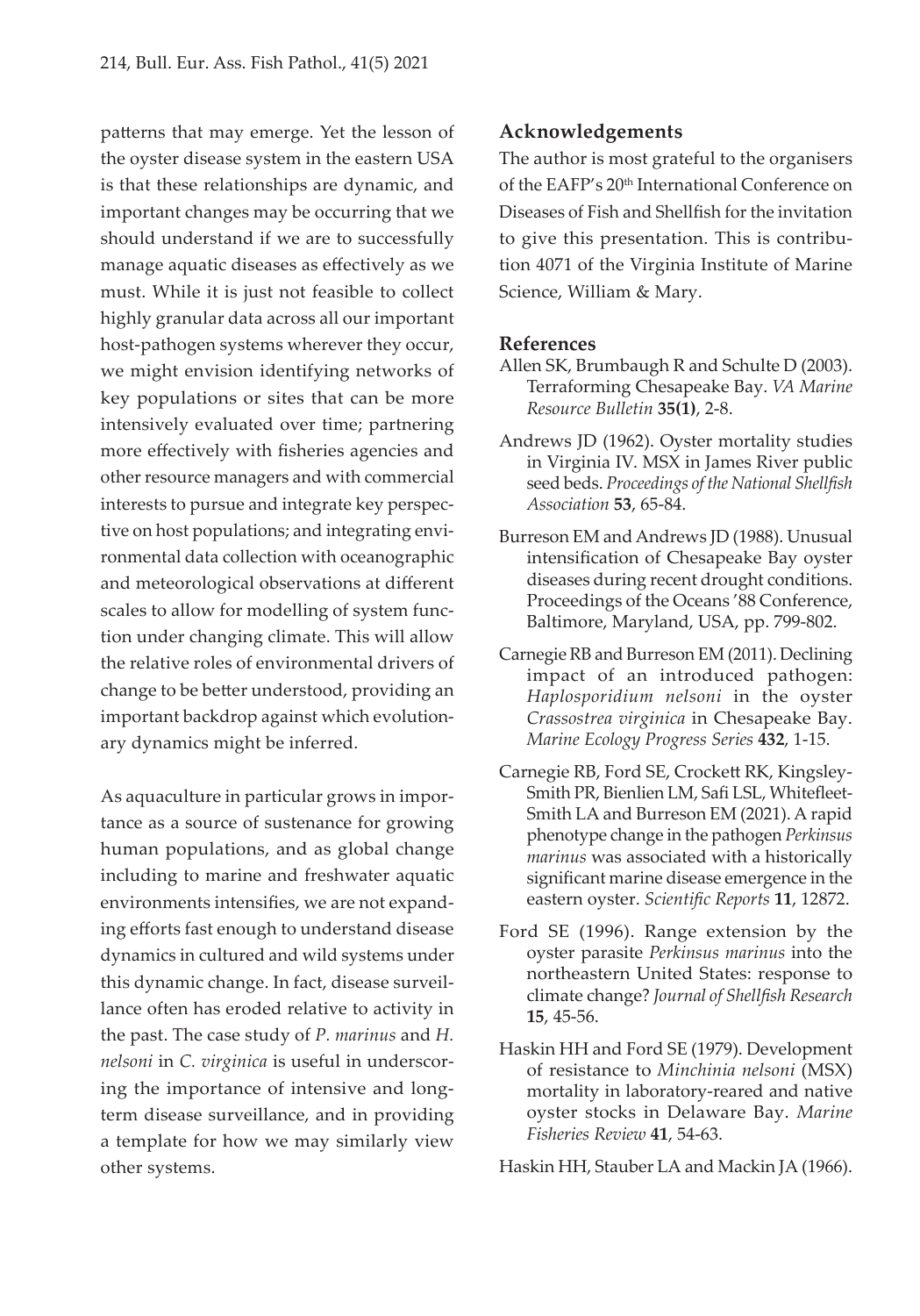patterns that may emerge. Yet the lesson of the oyster disease system in the eastern USA is that these relationships are dynamic, and important changes may be occurring that we should understand if we are to successfully manage aquatic diseases as effectively as we must. While it is just not feasible to collect highly granular data across all our important host-pathogen systems wherever they occur, we might envision identifying networks of key populations or sites that can be more intensively evaluated over time; partnering more effectively with fisheries agencies and other resource managers and with commercial interests to pursue and integrate key perspective on host populations; and integrating environmental data collection with oceanographic and meteorological observations at different scales to allow for modelling of system function under changing climate. This will allow the relative roles of environmental drivers of change to be better understood, providing an important backdrop against which evolutionary dynamics might be inferred.

As aquaculture in particular grows in importance as a source of sustenance for growing human populations, and as global change including to marine and freshwater aquatic environments intensifies, we are not expanding efforts fast enough to understand disease dynamics in cultured and wild systems under this dynamic change. In fact, disease surveillance often has eroded relative to activity in the past. The case study of *P. marinus* and *H. nelsoni* in *C. virginica* is useful in underscoring the importance of intensive and long-term disease surveillance, and in providing a template for how we may similarly view other systems.

## Acknowledgements

The author is most grateful to the organisers of the EAFP's 20th International Conference on Diseases of Fish and Shellfish for the invitation to give this presentation. This is contribution 4071 of the Virginia Institute of Marine Science, William & Mary.

### References

Allen SK, Brumbaugh R and Schulte D (2003). Terraforming Chesapeake Bay. *VA Marine Resource Bulletin* **35(1)**, 2-8.

Andrews JD (1962). Oyster mortality studies in Virginia IV. MSX in James River public seed beds. *Proceedings of the National Shellfish Association* **53**, 65-84.

Burreson EM and Andrews JD (1988). Unusual intensification of Chesapeake Bay oyster diseases during recent drought conditions. Proceedings of the Oceans '88 Conference, Baltimore, Maryland, USA, pp. 799-802.

Carnegie RB and Burreson EM (2011). Declining impact of an introduced pathogen: *Haplosporidium nelsoni* in the oyster *Crassostrea virginica* in Chesapeake Bay. *Marine Ecology Progress Series* **432**, 1-15.

Carnegie RB, Ford SE, Crockett RK, Kingsley-Smith PR, Bienlien LM, Safi LSL, Whitefleet-Smith LA and Burreson EM (2021). A rapid phenotype change in the pathogen *Perkinsus marinus* was associated with a historically significant marine disease emergence in the eastern oyster. *Scientific Reports* **11**, 12872.

Ford SE (1996). Range extension by the oyster parasite *Perkinsus marinus* into the northeastern United States: response to climate change? *Journal of Shellfish Research* **15**, 45-56.

Haskin HH and Ford SE (1979). Development of resistance to *Minchinia nelsoni* (MSX) mortality in laboratory-reared and native oyster stocks in Delaware Bay. *Marine Fisheries Review* **41**, 54-63.

Haskin HH, Stauber LA and Mackin JA (1966).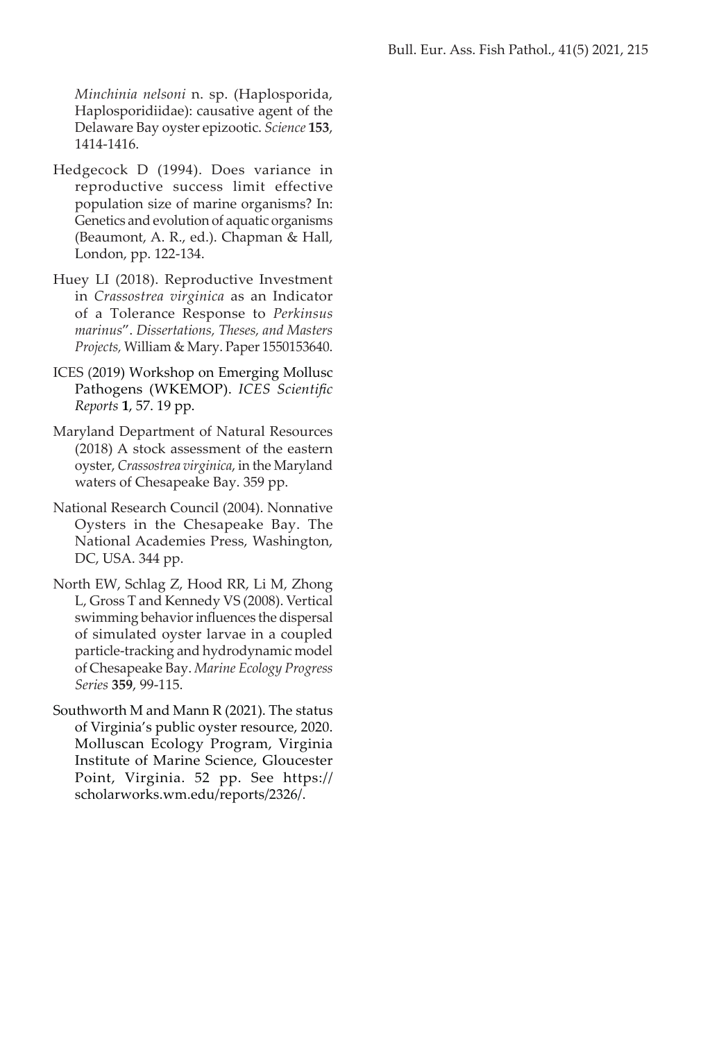*Minchinia nelsoni* n. sp. (Haplosporida, Haplosporidiidae): causative agent of the Delaware Bay oyster epizootic. *Science* **153**, 1414-1416.

Hedgecock D (1994). Does variance in reproductive success limit effective population size of marine organisms? In: Genetics and evolution of aquatic organisms (Beaumont, A. R., ed.). Chapman & Hall, London, pp. 122-134.

Huey LI (2018). Reproductive Investment in *Crassostrea virginica* as an Indicator of a Tolerance Response to *Perkinsus marinus*". *Dissertations, Theses, and Masters Projects,* William & Mary. Paper 1550153640.

ICES (2019) Workshop on Emerging Mollusc Pathogens (WKEMOP). *ICES Scientific Reports* **1**, 57. 19 pp.

Maryland Department of Natural Resources (2018) A stock assessment of the eastern oyster, *Crassostrea virginica*, in the Maryland waters of Chesapeake Bay. 359 pp.

National Research Council (2004). Nonnative Oysters in the Chesapeake Bay. The National Academies Press, Washington, DC, USA. 344 pp.

North EW, Schlag Z, Hood RR, Li M, Zhong L, Gross T and Kennedy VS (2008). Vertical swimming behavior influences the dispersal of simulated oyster larvae in a coupled particle-tracking and hydrodynamic model of Chesapeake Bay. *Marine Ecology Progress Series* **359**, 99-115.

Southworth M and Mann R (2021). The status of Virginia's public oyster resource, 2020. Molluscan Ecology Program, Virginia Institute of Marine Science, Gloucester Point, Virginia. 52 pp. See https://scholarworks.wm.edu/reports/2326/.